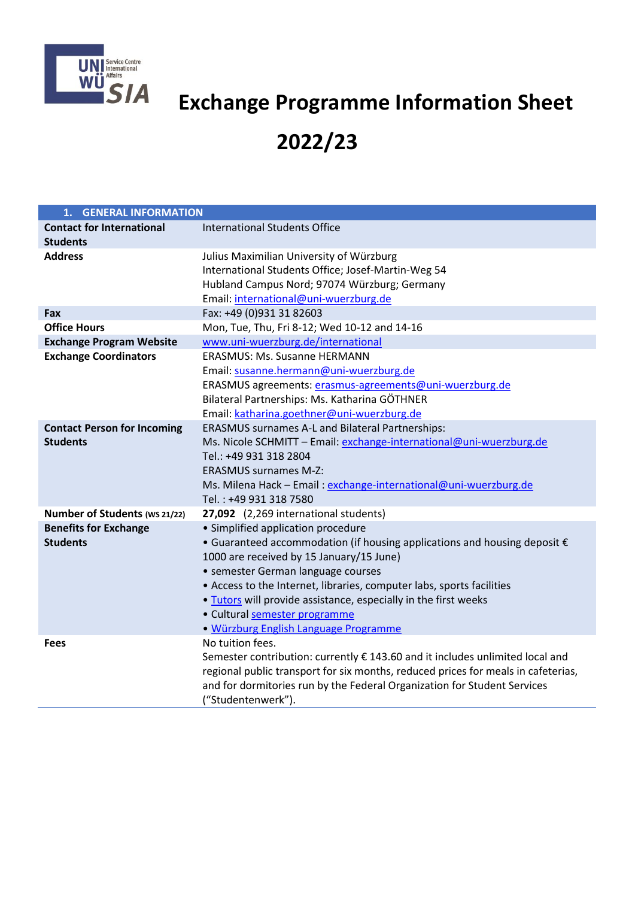# Exchange Programme Information Sheet 2022/23

| 1. GENERAL INFORMATION | |
|---|---|
| **Contact for International Students** | International Students Office |
| **Address** | Julius Maximilian University of Würzburg<br>International Students Office; Josef-Martin-Weg 54<br>Hubland Campus Nord; 97074 Würzburg; Germany<br>Email: international@uni-wuerzburg.de |
| **Fax** | Fax: +49 (0)931 31 82603 |
| **Office Hours** | Mon, Tue, Thu, Fri 8-12; Wed 10-12 and 14-16 |
| **Exchange Program Website** | www.uni-wuerzburg.de/international |
| **Exchange Coordinators** | ERASMUS: Ms. Susanne HERMANN<br>Email: susanne.hermann@uni-wuerzburg.de<br>ERASMUS agreements: erasmus-agreements@uni-wuerzburg.de<br>Bilateral Partnerships: Ms. Katharina GÖTHNER<br>Email: katharina.goethner@uni-wuerzburg.de |
| **Contact Person for Incoming Students** | ERASMUS surnames A-L and Bilateral Partnerships:<br>Ms. Nicole SCHMITT – Email: exchange-international@uni-wuerzburg.de<br>Tel.: +49 931 318 2804<br>ERASMUS surnames M-Z:<br>Ms. Milena Hack – Email : exchange-international@uni-wuerzburg.de<br>Tel. : +49 931 318 7580 |
| **Number of Students (WS 21/22)** | **27,092** (2,269 international students) |
| **Benefits for Exchange Students** | • Simplified application procedure<br>• Guaranteed accommodation (if housing applications and housing deposit € 1000 are received by 15 January/15 June)<br>• semester German language courses<br>• Access to the Internet, libraries, computer labs, sports facilities<br>• Tutors will provide assistance, especially in the first weeks<br>• Cultural semester programme<br>• Würzburg English Language Programme |
| **Fees** | No tuition fees.<br>Semester contribution: currently € 143.60 and it includes unlimited local and regional public transport for six months, reduced prices for meals in cafeterias, and for dormitories run by the Federal Organization for Student Services ("Studentenwerk"). |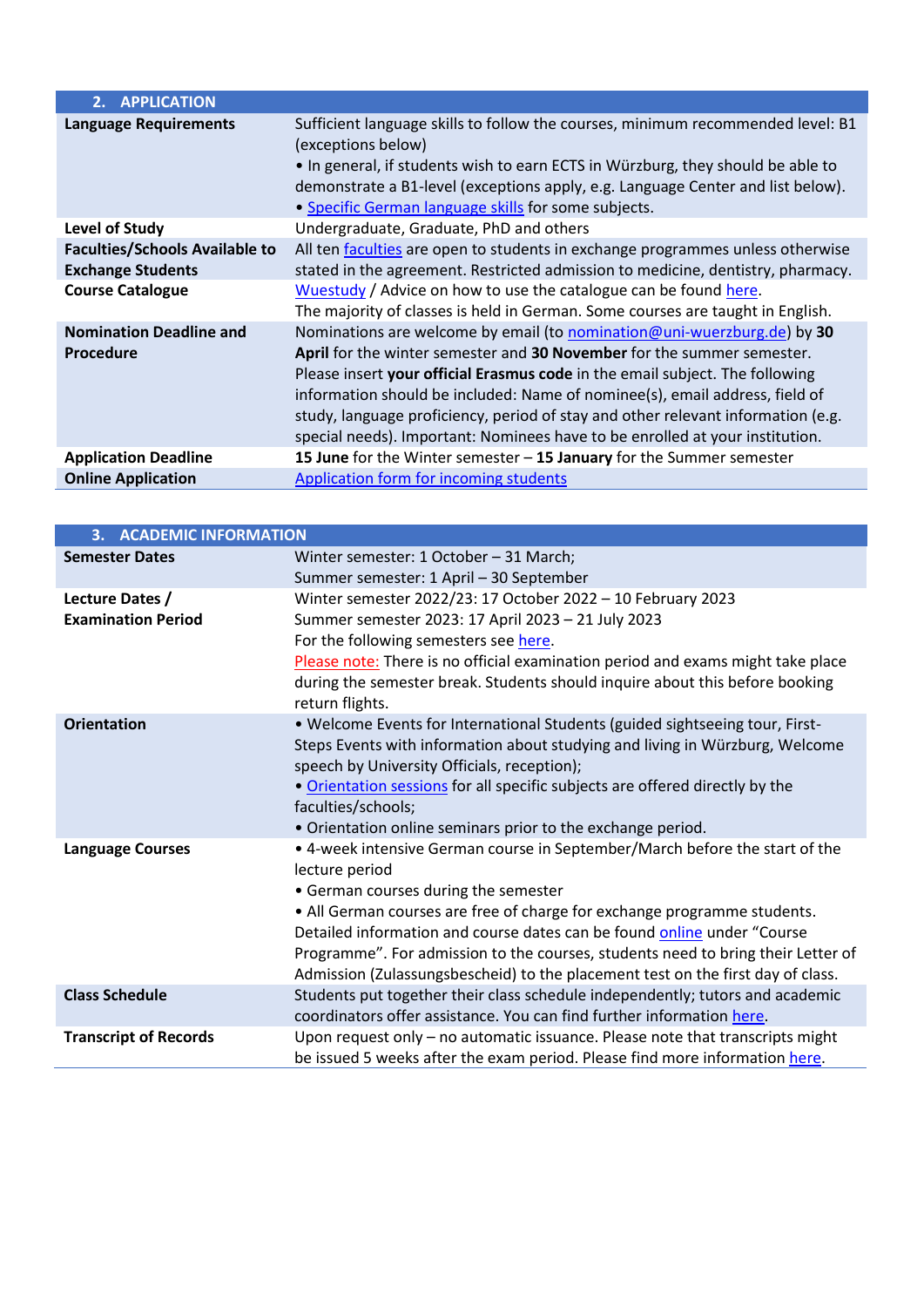| 2. APPLICATION | |
|---|---|
| **Language Requirements** | Sufficient language skills to follow the courses, minimum recommended level: B1 (exceptions below)<br>• In general, if students wish to earn ECTS in Würzburg, they should be able to demonstrate a B1-level (exceptions apply, e.g. Language Center and list below).<br>• Specific German language skills for some subjects. |
| **Level of Study** | Undergraduate, Graduate, PhD and others |
| **Faculties/Schools Available to Exchange Students** | All ten faculties are open to students in exchange programmes unless otherwise stated in the agreement. Restricted admission to medicine, dentistry, pharmacy. |
| **Course Catalogue** | Wuestudy / Advice on how to use the catalogue can be found here.<br>The majority of classes is held in German. Some courses are taught in English. |
| **Nomination Deadline and Procedure** | Nominations are welcome by email (to nomination@uni-wuerzburg.de) by **30 April** for the winter semester and **30 November** for the summer semester. Please insert **your official Erasmus code** in the email subject. The following information should be included: Name of nominee(s), email address, field of study, language proficiency, period of stay and other relevant information (e.g. special needs). Important: Nominees have to be enrolled at your institution. |
| **Application Deadline** | **15 June** for the Winter semester – **15 January** for the Summer semester |
| **Online Application** | Application form for incoming students |

| 3. ACADEMIC INFORMATION | |
|---|---|
| **Semester Dates** | Winter semester: 1 October – 31 March;<br>Summer semester: 1 April – 30 September |
| **Lecture Dates / Examination Period** | Winter semester 2022/23: 17 October 2022 – 10 February 2023<br>Summer semester 2023: 17 April 2023 – 21 July 2023<br>For the following semesters see here.<br>Please note: There is no official examination period and exams might take place during the semester break. Students should inquire about this before booking return flights. |
| **Orientation** | • Welcome Events for International Students (guided sightseeing tour, First-Steps Events with information about studying and living in Würzburg, Welcome speech by University Officials, reception);<br>• Orientation sessions for all specific subjects are offered directly by the faculties/schools;<br>• Orientation online seminars prior to the exchange period. |
| **Language Courses** | • 4-week intensive German course in September/March before the start of the lecture period<br>• German courses during the semester<br>• All German courses are free of charge for exchange programme students. Detailed information and course dates can be found online under "Course Programme". For admission to the courses, students need to bring their Letter of Admission (Zulassungsbescheid) to the placement test on the first day of class. |
| **Class Schedule** | Students put together their class schedule independently; tutors and academic coordinators offer assistance. You can find further information here. |
| **Transcript of Records** | Upon request only – no automatic issuance. Please note that transcripts might be issued 5 weeks after the exam period. Please find more information here. |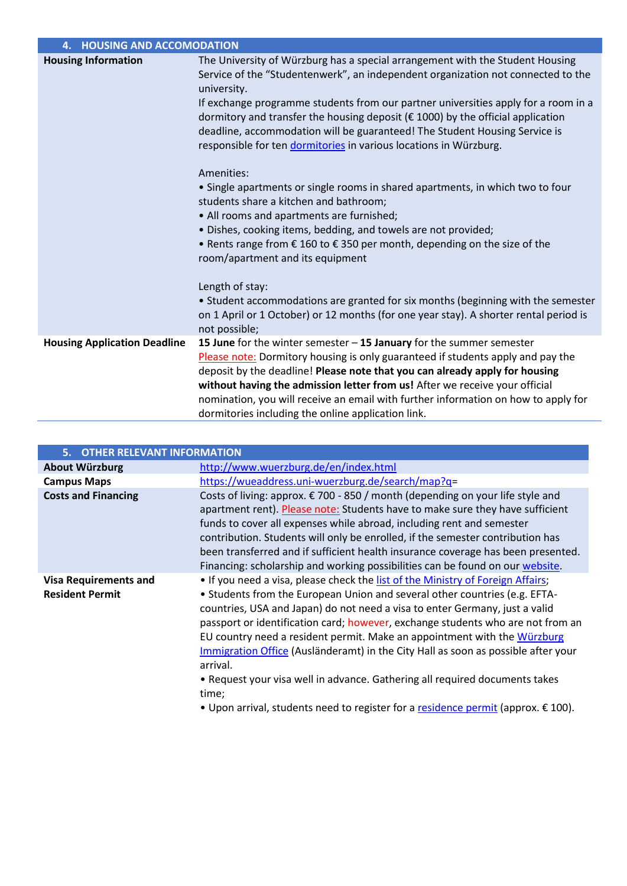| 4. HOUSING AND ACCOMODATION | |
|---|---|
| **Housing Information** | The University of Würzburg has a special arrangement with the Student Housing Service of the "Studentenwerk", an independent organization not connected to the university.<br>If exchange programme students from our partner universities apply for a room in a dormitory and transfer the housing deposit (€ 1000) by the official application deadline, accommodation will be guaranteed! The Student Housing Service is responsible for ten [dormitories]() in various locations in Würzburg.<br><br>Amenities:<br>• Single apartments or single rooms in shared apartments, in which two to four students share a kitchen and bathroom;<br>• All rooms and apartments are furnished;<br>• Dishes, cooking items, bedding, and towels are not provided;<br>• Rents range from € 160 to € 350 per month, depending on the size of the room/apartment and its equipment<br><br>Length of stay:<br>• Student accommodations are granted for six months (beginning with the semester on 1 April or 1 October) or 12 months (for one year stay). A shorter rental period is not possible; |
| **Housing Application Deadline** | **15 June** for the winter semester – **15 January** for the summer semester<br>Please note: Dormitory housing is only guaranteed if students apply and pay the deposit by the deadline! **Please note that you can already apply for housing without having the admission letter from us!** After we receive your official nomination, you will receive an email with further information on how to apply for dormitories including the online application link. |

| 5. OTHER RELEVANT INFORMATION | |
|---|---|
| **About Würzburg** | http://www.wuerzburg.de/en/index.html |
| **Campus Maps** | https://wueaddress.uni-wuerzburg.de/search/map?q= |
| **Costs and Financing** | Costs of living: approx. € 700 - 850 / month (depending on your life style and apartment rent). Please note: Students have to make sure they have sufficient funds to cover all expenses while abroad, including rent and semester contribution. Students will only be enrolled, if the semester contribution has been transferred and if sufficient health insurance coverage has been presented.<br>Financing: scholarship and working possibilities can be found on our [website](). |
| **Visa Requirements and Resident Permit** | • If you need a visa, please check the [list of the Ministry of Foreign Affairs]();<br>• Students from the European Union and several other countries (e.g. EFTA-countries, USA and Japan) do not need a visa to enter Germany, just a valid passport or identification card; however, exchange students who are not from an EU country need a resident permit. Make an appointment with the [Würzburg Immigration Office]() (Ausländeramt) in the City Hall as soon as possible after your arrival.<br>• Request your visa well in advance. Gathering all required documents takes time;<br>• Upon arrival, students need to register for a [residence permit]() (approx. € 100). |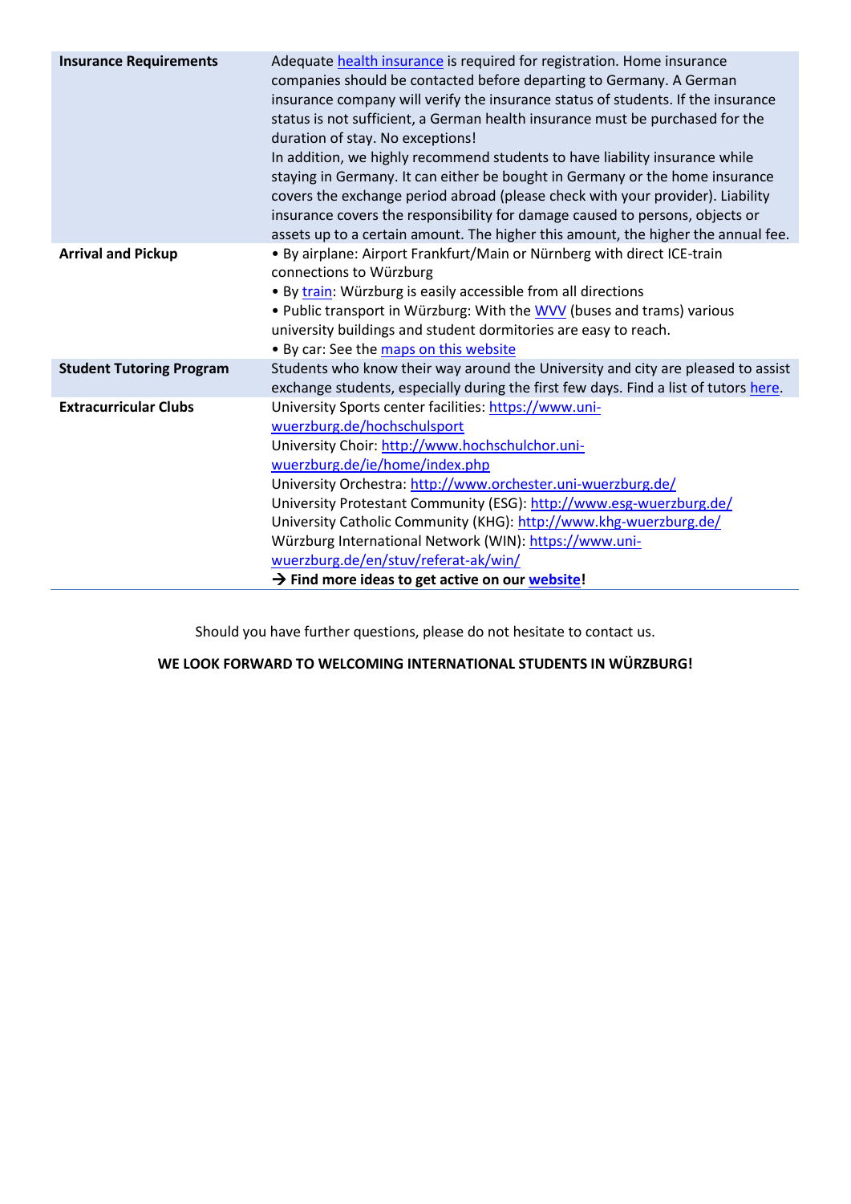| | |
|---|---|
| **Insurance Requirements** | Adequate health insurance is required for registration. Home insurance companies should be contacted before departing to Germany. A German insurance company will verify the insurance status of students. If the insurance status is not sufficient, a German health insurance must be purchased for the duration of stay. No exceptions!<br>In addition, we highly recommend students to have liability insurance while staying in Germany. It can either be bought in Germany or the home insurance covers the exchange period abroad (please check with your provider). Liability insurance covers the responsibility for damage caused to persons, objects or assets up to a certain amount. The higher this amount, the higher the annual fee. |
| **Arrival and Pickup** | • By airplane: Airport Frankfurt/Main or Nürnberg with direct ICE-train connections to Würzburg<br>• By train: Würzburg is easily accessible from all directions<br>• Public transport in Würzburg: With the WVV (buses and trams) various university buildings and student dormitories are easy to reach.<br>• By car: See the maps on this website |
| **Student Tutoring Program** | Students who know their way around the University and city are pleased to assist exchange students, especially during the first few days. Find a list of tutors here. |
| **Extracurricular Clubs** | University Sports center facilities: https://www.uni-wuerzburg.de/hochschulsport<br>University Choir: http://www.hochschulchor.uni-wuerzburg.de/ie/home/index.php<br>University Orchestra: http://www.orchester.uni-wuerzburg.de/<br>University Protestant Community (ESG): http://www.esg-wuerzburg.de/<br>University Catholic Community (KHG): http://www.khg-wuerzburg.de/<br>Würzburg International Network (WIN): https://www.uni-wuerzburg.de/en/stuv/referat-ak/win/<br>**→ Find more ideas to get active on our website!** |

Should you have further questions, please do not hesitate to contact us.

**WE LOOK FORWARD TO WELCOMING INTERNATIONAL STUDENTS IN WÜRZBURG!**